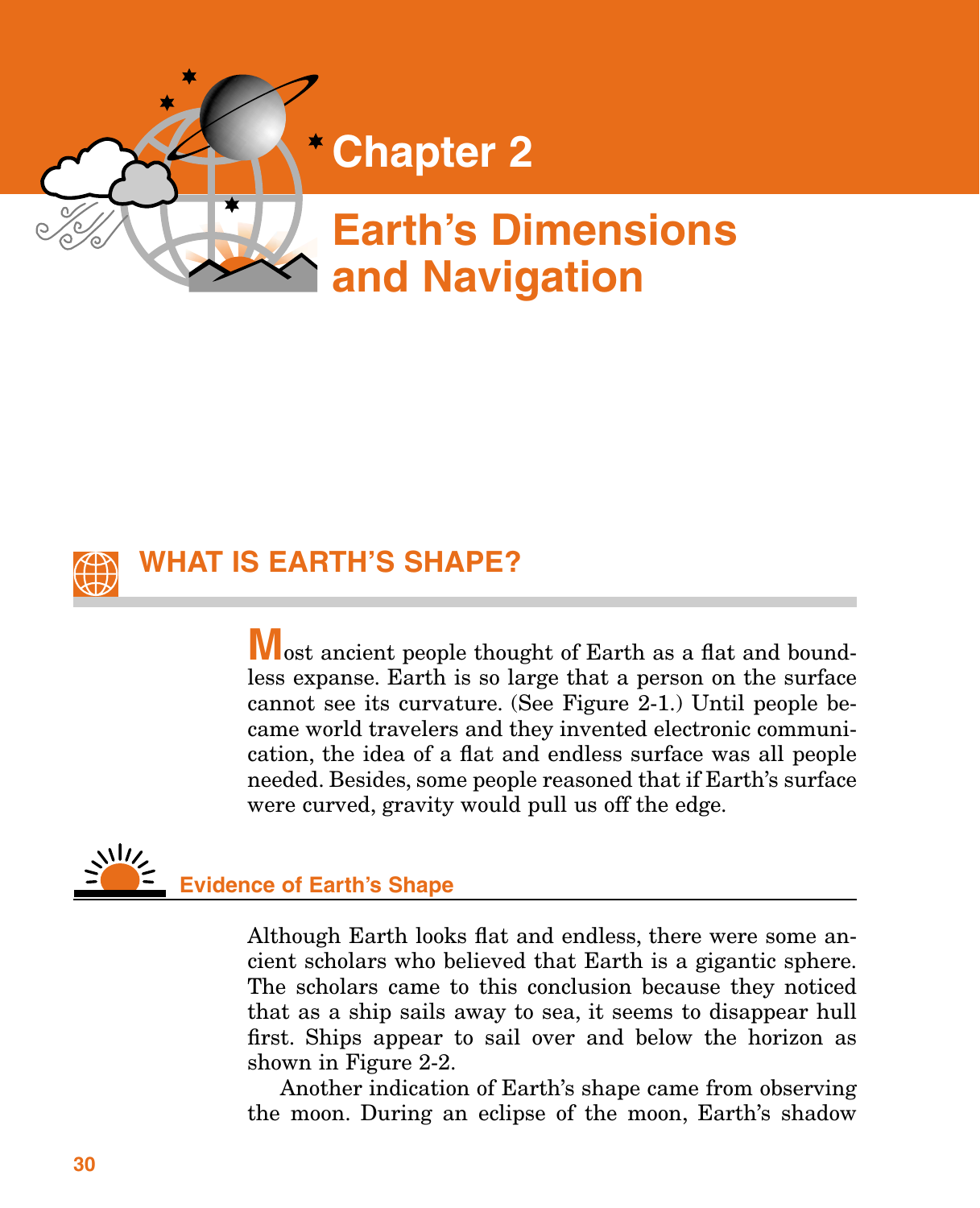# Chapter 2

# Earth's Dimensions and Navigation

## WHAT IS EARTH'S SHAPE?

Most ancient people thought of Earth as a flat and boundless expanse. Earth is so large that a person on the surface cannot see its curvature. (See Figure 2-1.) Until people became world travelers and they invented electronic communication, the idea of a flat and endless surface was all people needed. Besides, some people reasoned that if Earth's surface were curved, gravity would pull us off the edge.

### Evidence of Earth's Shape

Although Earth looks flat and endless, there were some ancient scholars who believed that Earth is a gigantic sphere. The scholars came to this conclusion because they noticed that as a ship sails away to sea, it seems to disappear hull first. Ships appear to sail over and below the horizon as shown in Figure 2-2.

Another indication of Earth's shape came from observing the moon. During an eclipse of the moon, Earth's shadow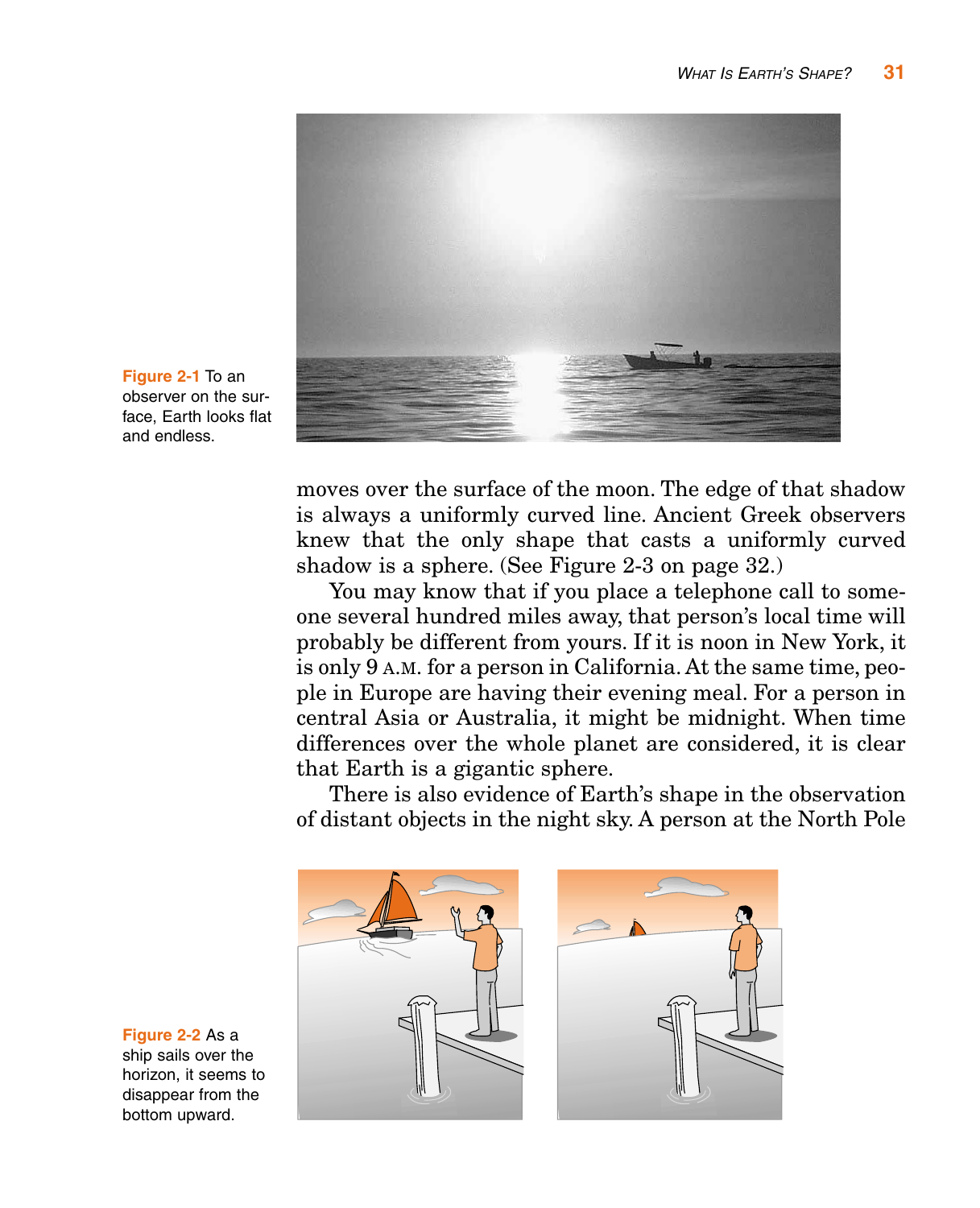Figure 2-1 To an observer on the surface, Earth looks flat and endless.

moves over the surface of the moon. The edge of that shadow is always a uniformly curved line. Ancient Greek observers knew that the only shape that casts a uniformly curved shadow is a sphere. (See Figure 2-3 on page 32.)

You may know that if you place a telephone call to someone several hundred miles away, that person's local time will probably be different from yours. If it is noon in New York, it is only 9 A.M. for a person in California. At the same time, people in Europe are having their evening meal. For a person in central Asia or Australia, it might be midnight. When time differences over the whole planet are considered, it is clear that Earth is a gigantic sphere.

There is also evidence of Earth's shape in the observation of distant objects in the night sky. A person at the North Pole

Figure 2-2 As a ship sails over the horizon, it seems to disappear from the bottom upward.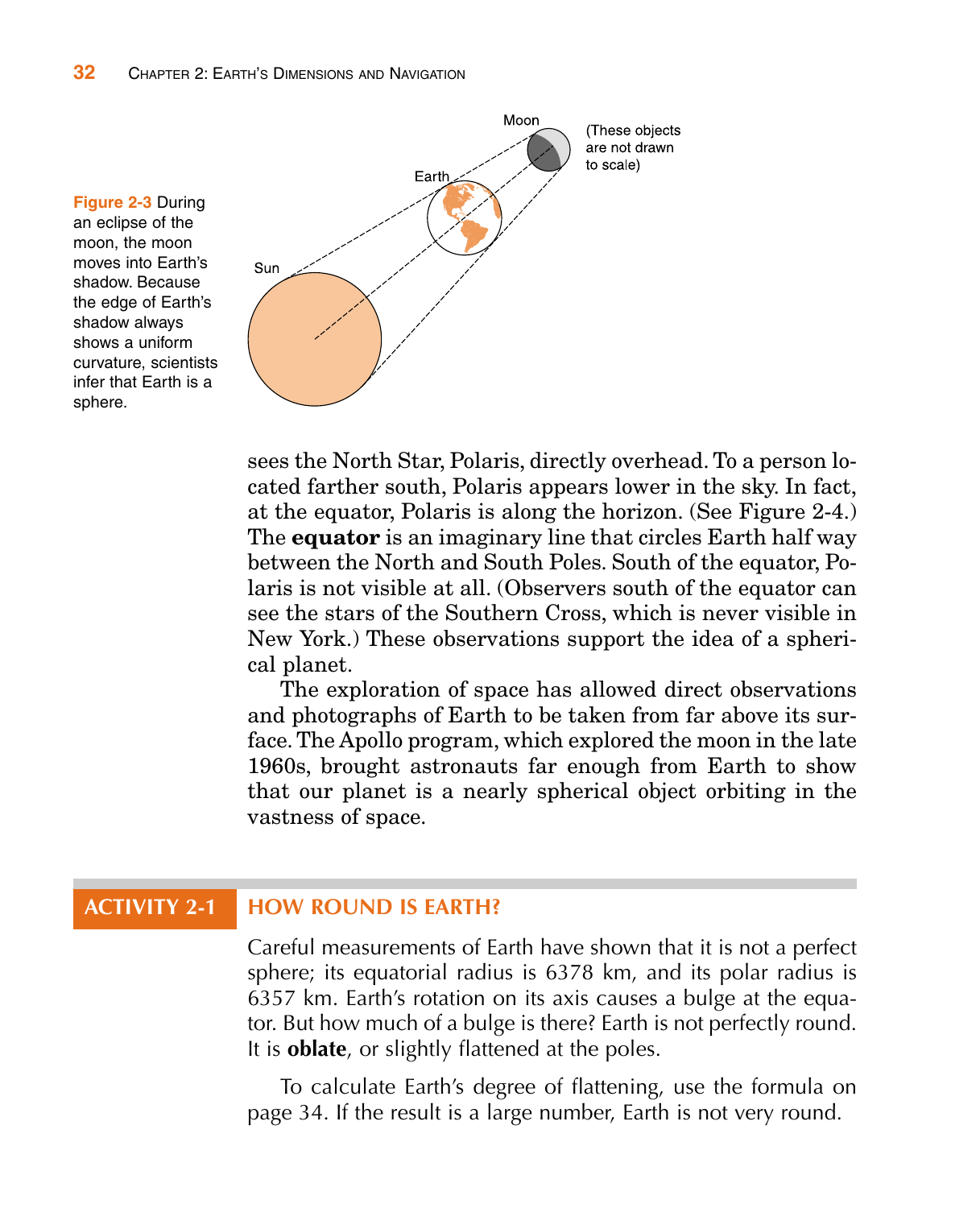**Figure 2-3** During an eclipse of the moon, the moon moves into Earth's shadow. Because the edge of Earth's shadow always shows a uniform curvature, scientists infer that Earth is a sphere.

sees the North Star, Polaris, directly overhead. To a person located farther south, Polaris appears lower in the sky. In fact, at the equator, Polaris is along the horizon. (See Figure 2-4.) The **equator** is an imaginary line that circles Earth half way between the North and South Poles. South of the equator, Polaris is not visible at all. (Observers south of the equator can see the stars of the Southern Cross, which is never visible in New York.) These observations support the idea of a spherical planet.

The exploration of space has allowed direct observations and photographs of Earth to be taken from far above its surface. The Apollo program, which explored the moon in the late 1960s, brought astronauts far enough from Earth to show that our planet is a nearly spherical object orbiting in the vastness of space.

## ACTIVITY 2-1 HOW ROUND IS EARTH?

Careful measurements of Earth have shown that it is not a perfect sphere; its equatorial radius is 6378 km, and its polar radius is 6357 km. Earth's rotation on its axis causes a bulge at the equator. But how much of a bulge is there? Earth is not perfectly round. It is **oblate**, or slightly flattened at the poles.

To calculate Earth's degree of flattening, use the formula on page 34. If the result is a large number, Earth is not very round.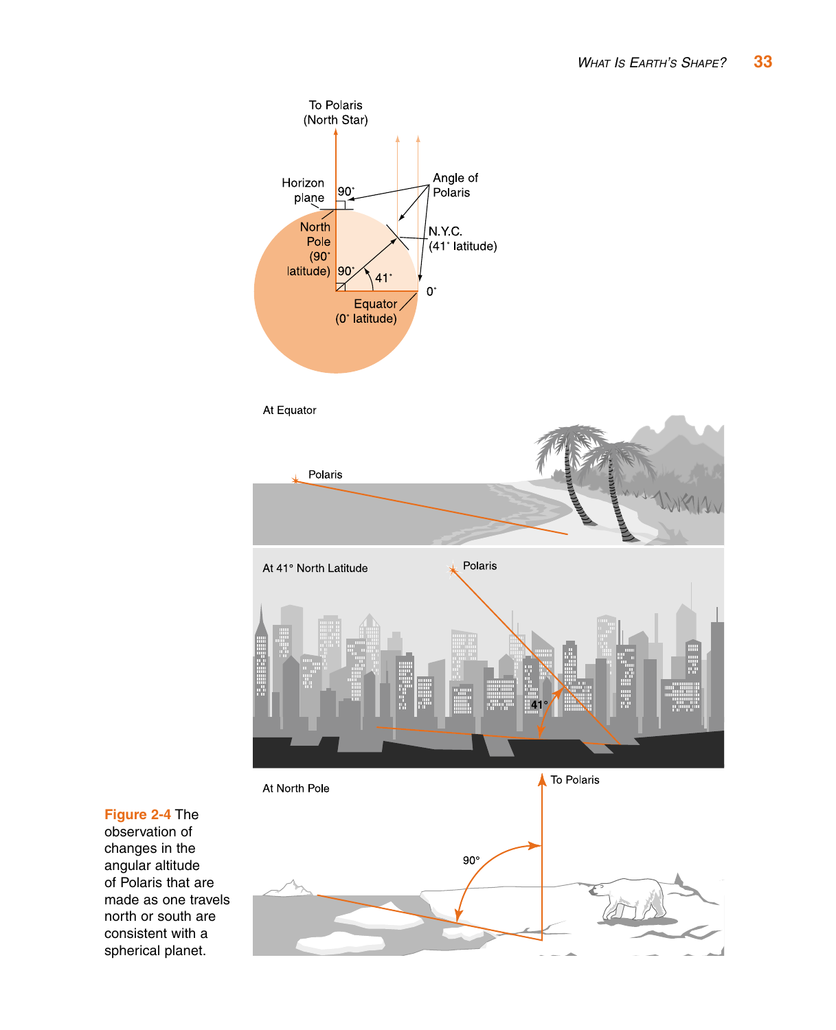**Figure 2-4** The observation of changes in the angular altitude of Polaris that are made as one travels north or south are consistent with a spherical planet.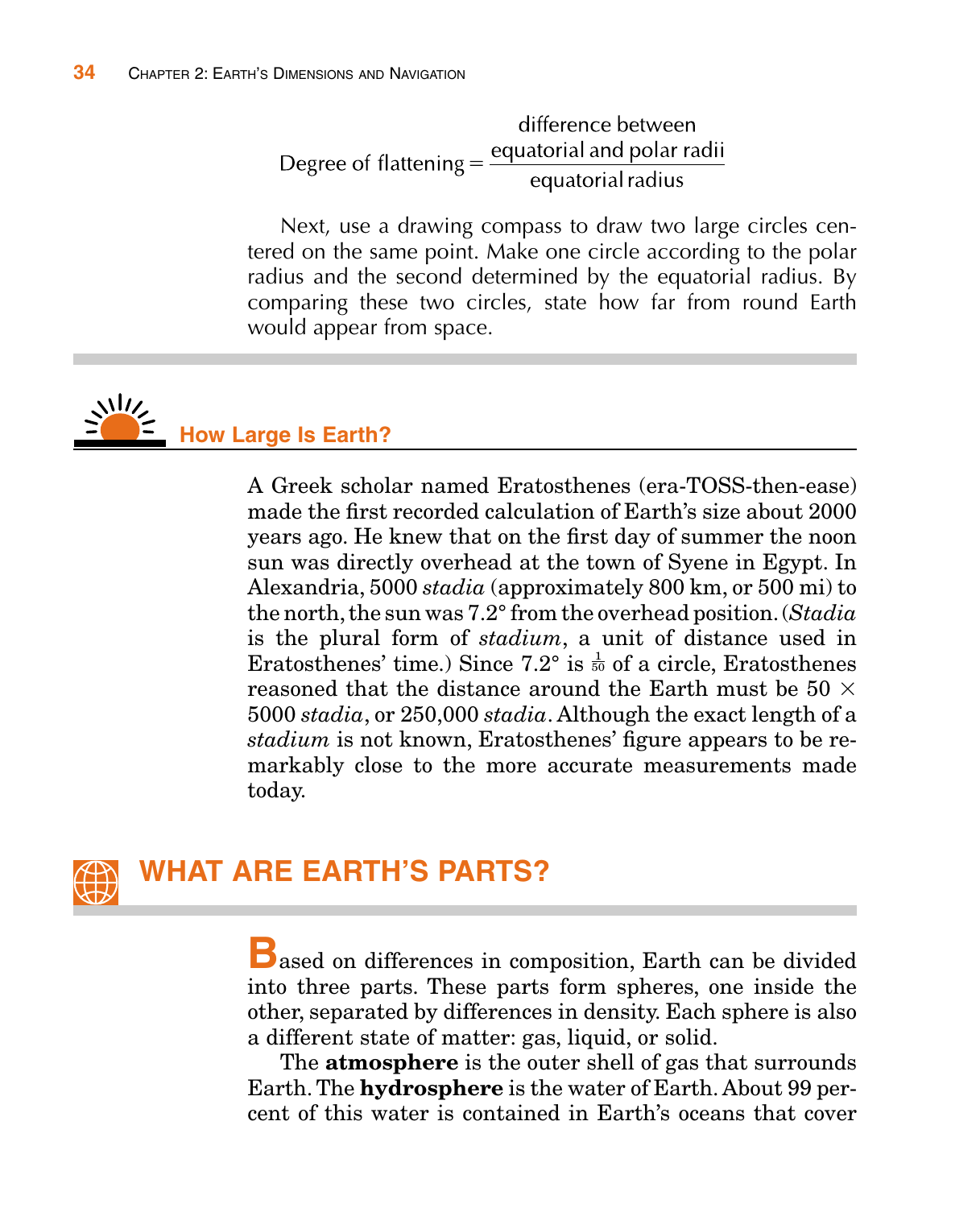$$\text{Degree of flattening} = \frac{\text{difference between equatorial and polar radii}}{\text{equatorial radius}}$$

Next, use a drawing compass to draw two large circles centered on the same point. Make one circle according to the polar radius and the second determined by the equatorial radius. By comparing these two circles, state how far from round Earth would appear from space.

### How Large Is Earth?

A Greek scholar named Eratosthenes (era-TOSS-then-ease) made the first recorded calculation of Earth's size about 2000 years ago. He knew that on the first day of summer the noon sun was directly overhead at the town of Syene in Egypt. In Alexandria, 5000 *stadia* (approximately 800 km, or 500 mi) to the north, the sun was 7.2° from the overhead position. (*Stadia* is the plural form of *stadium*, a unit of distance used in Eratosthenes' time.) Since 7.2° is $\frac{1}{50}$ of a circle, Eratosthenes reasoned that the distance around the Earth must be 50 × 5000 *stadia*, or 250,000 *stadia*. Although the exact length of a *stadium* is not known, Eratosthenes' figure appears to be remarkably close to the more accurate measurements made today.

## WHAT ARE EARTH'S PARTS?

Based on differences in composition, Earth can be divided into three parts. These parts form spheres, one inside the other, separated by differences in density. Each sphere is also a different state of matter: gas, liquid, or solid.

The **atmosphere** is the outer shell of gas that surrounds Earth. The **hydrosphere** is the water of Earth. About 99 percent of this water is contained in Earth's oceans that cover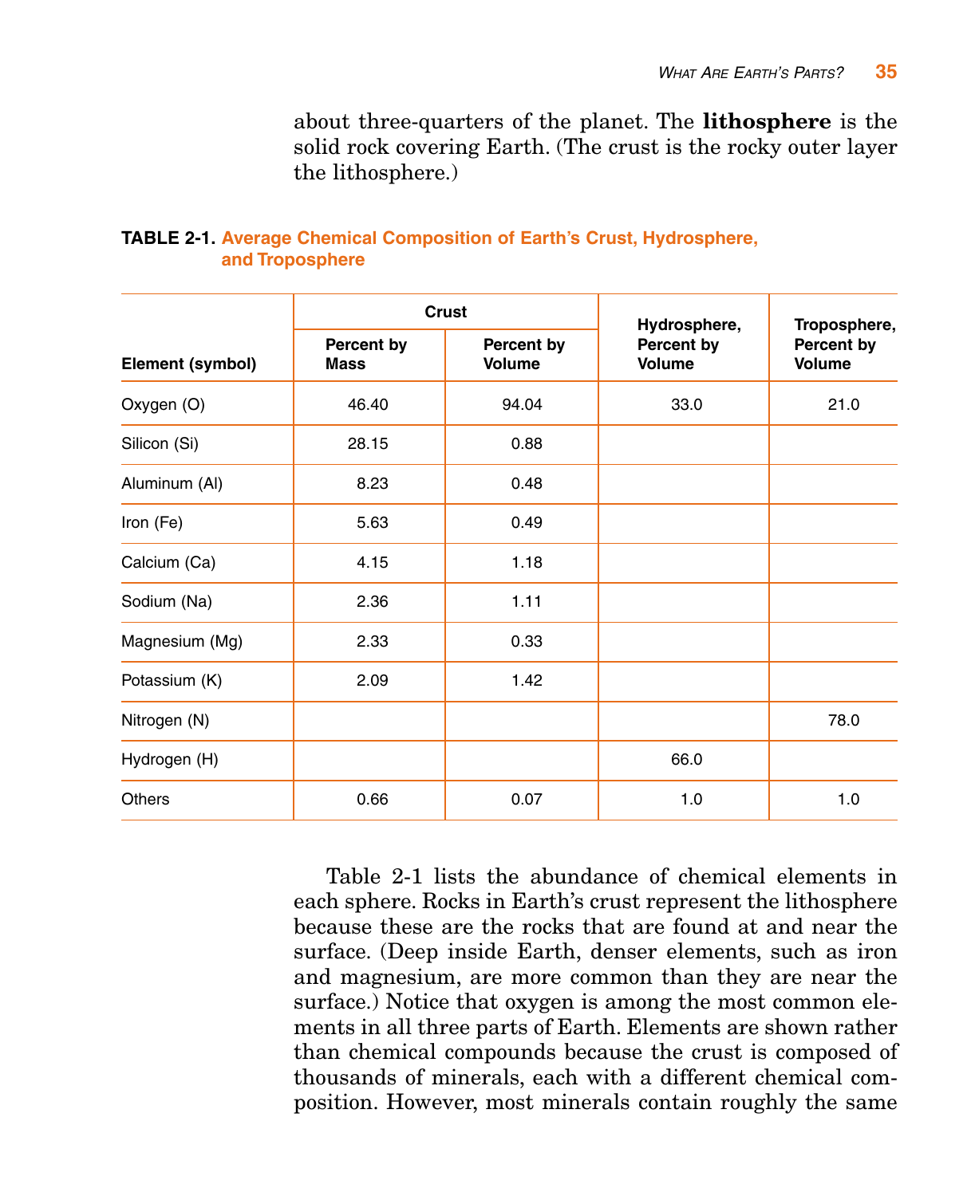about three-quarters of the planet. The **lithosphere** is the solid rock covering Earth. (The crust is the rocky outer layer the lithosphere.)

**TABLE 2-1. Average Chemical Composition of Earth's Crust, Hydrosphere, and Troposphere**

| Element (symbol) | Crust | | Hydrosphere, Percent by Volume | Troposphere, Percent by Volume |
|---|---|---|---|---|
| | Percent by Mass | Percent by Volume | | |
| Oxygen (O) | 46.40 | 94.04 | 33.0 | 21.0 |
| Silicon (Si) | 28.15 | 0.88 | | |
| Aluminum (Al) | 8.23 | 0.48 | | |
| Iron (Fe) | 5.63 | 0.49 | | |
| Calcium (Ca) | 4.15 | 1.18 | | |
| Sodium (Na) | 2.36 | 1.11 | | |
| Magnesium (Mg) | 2.33 | 0.33 | | |
| Potassium (K) | 2.09 | 1.42 | | |
| Nitrogen (N) | | | | 78.0 |
| Hydrogen (H) | | | 66.0 | |
| Others | 0.66 | 0.07 | 1.0 | 1.0 |

Table 2-1 lists the abundance of chemical elements in each sphere. Rocks in Earth's crust represent the lithosphere because these are the rocks that are found at and near the surface. (Deep inside Earth, denser elements, such as iron and magnesium, are more common than they are near the surface.) Notice that oxygen is among the most common elements in all three parts of Earth. Elements are shown rather than chemical compounds because the crust is composed of thousands of minerals, each with a different chemical composition. However, most minerals contain roughly the same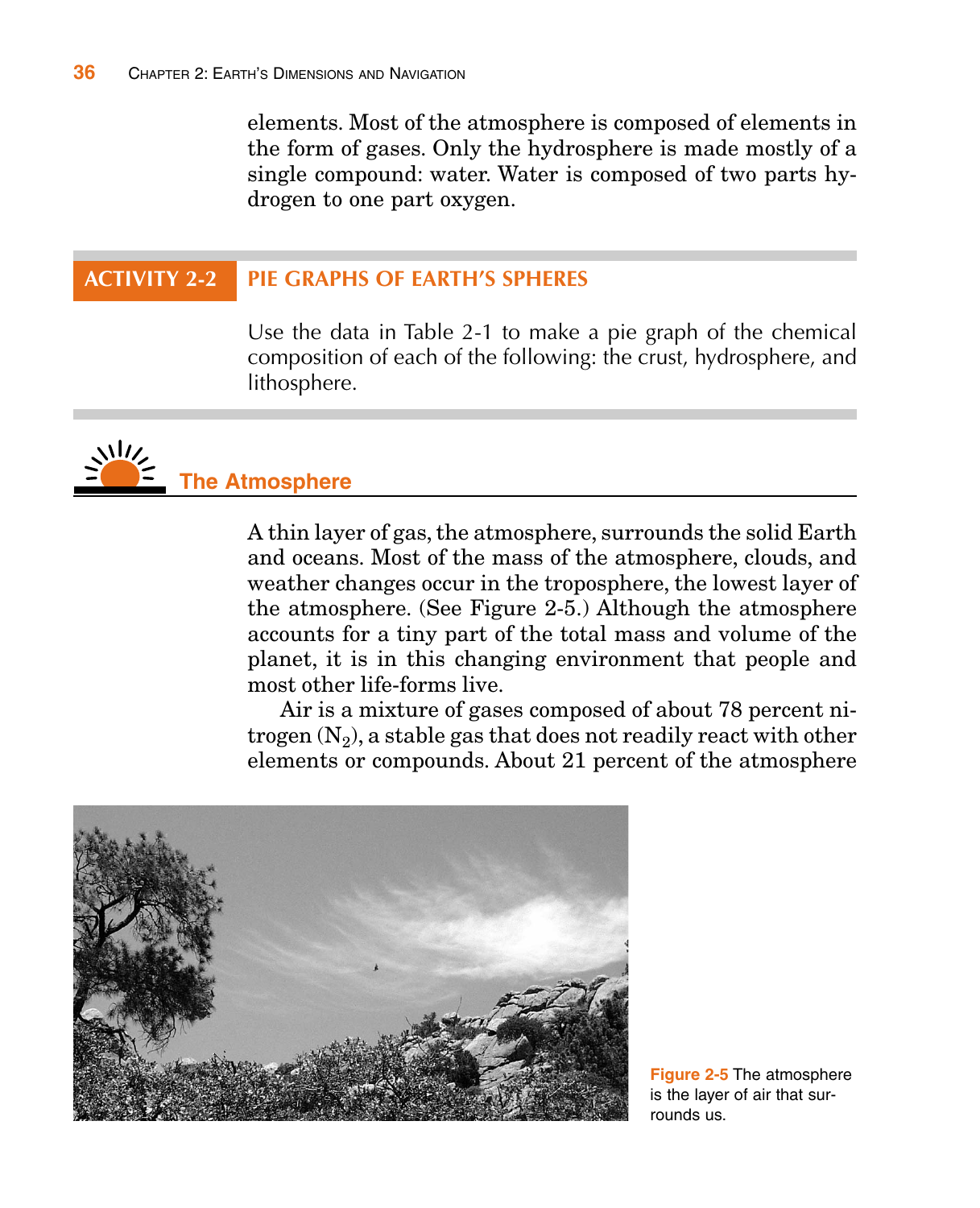elements. Most of the atmosphere is composed of elements in the form of gases. Only the hydrosphere is made mostly of a single compound: water. Water is composed of two parts hydrogen to one part oxygen.

## ACTIVITY 2-2 PIE GRAPHS OF EARTH'S SPHERES

Use the data in Table 2-1 to make a pie graph of the chemical composition of each of the following: the crust, hydrosphere, and lithosphere.

## The Atmosphere

A thin layer of gas, the atmosphere, surrounds the solid Earth and oceans. Most of the mass of the atmosphere, clouds, and weather changes occur in the troposphere, the lowest layer of the atmosphere. (See Figure 2-5.) Although the atmosphere accounts for a tiny part of the total mass and volume of the planet, it is in this changing environment that people and most other life-forms live.

Air is a mixture of gases composed of about 78 percent nitrogen ($N_2$), a stable gas that does not readily react with other elements or compounds. About 21 percent of the atmosphere

**Figure 2-5** The atmosphere is the layer of air that surrounds us.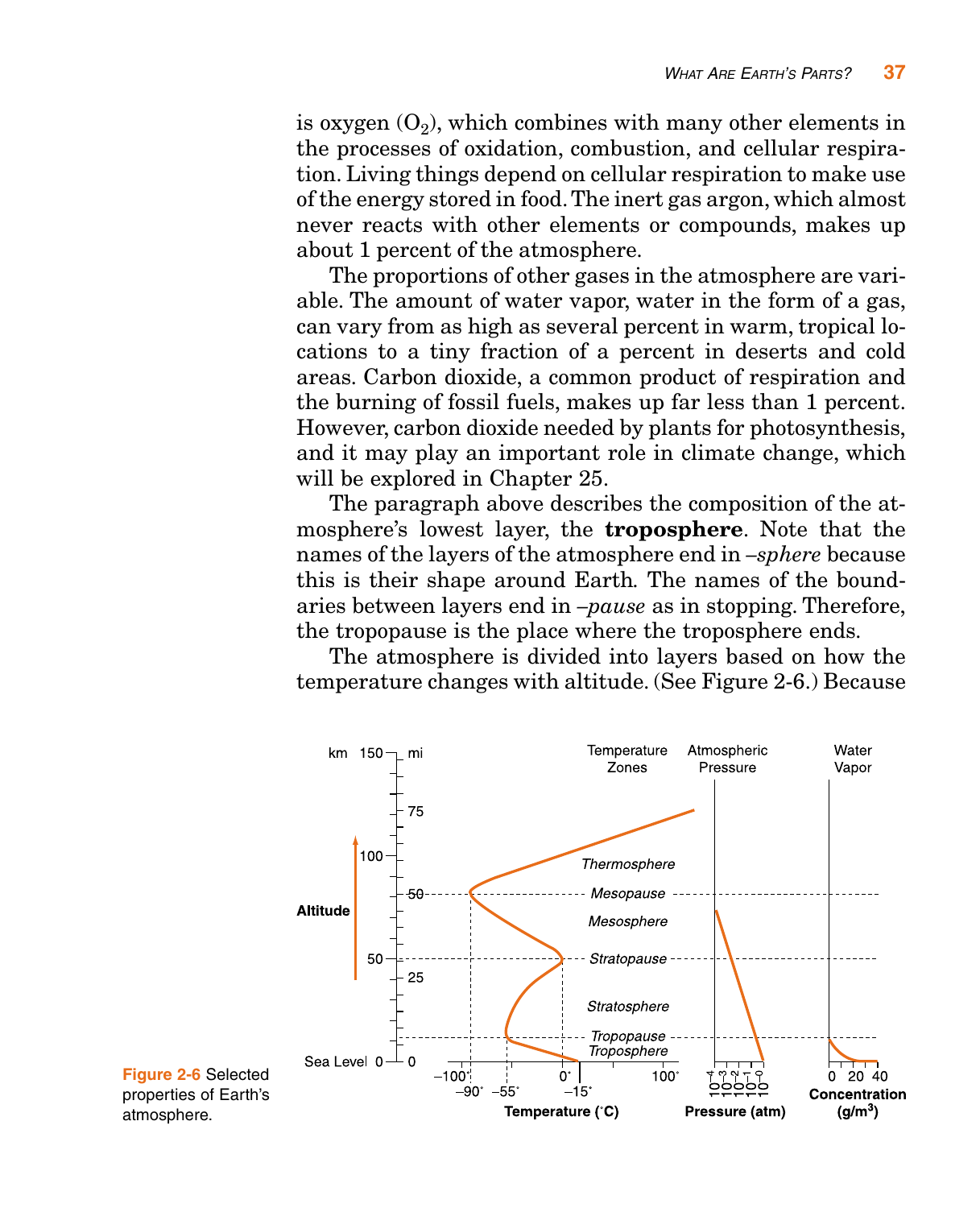is oxygen ($O_2$), which combines with many other elements in the processes of oxidation, combustion, and cellular respiration. Living things depend on cellular respiration to make use of the energy stored in food. The inert gas argon, which almost never reacts with other elements or compounds, makes up about 1 percent of the atmosphere.

The proportions of other gases in the atmosphere are variable. The amount of water vapor, water in the form of a gas, can vary from as high as several percent in warm, tropical locations to a tiny fraction of a percent in deserts and cold areas. Carbon dioxide, a common product of respiration and the burning of fossil fuels, makes up far less than 1 percent. However, carbon dioxide needed by plants for photosynthesis, and it may play an important role in climate change, which will be explored in Chapter 25.

The paragraph above describes the composition of the atmosphere's lowest layer, the **troposphere**. Note that the names of the layers of the atmosphere end in *–sphere* because this is their shape around Earth. The names of the boundaries between layers end in *–pause* as in stopping. Therefore, the tropopause is the place where the troposphere ends.

The atmosphere is divided into layers based on how the temperature changes with altitude. (See Figure 2-6.) Because

**Figure 2-6** Selected properties of Earth's atmosphere.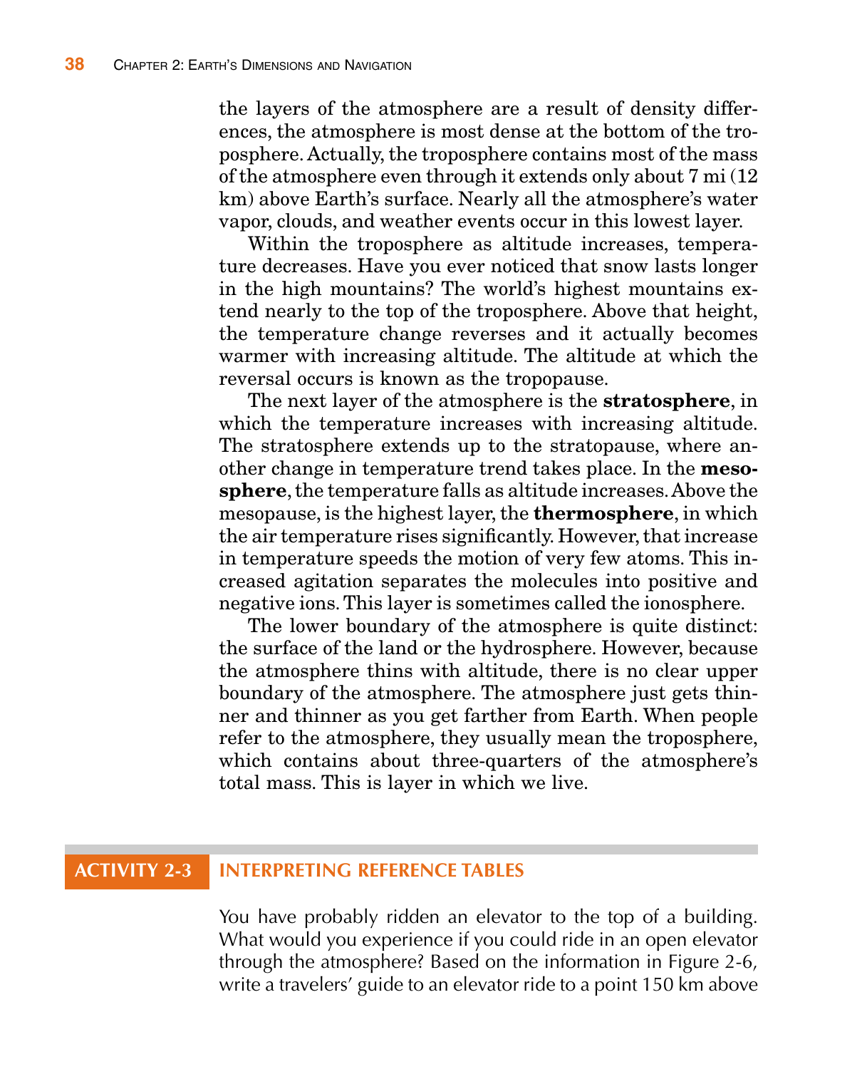the layers of the atmosphere are a result of density differences, the atmosphere is most dense at the bottom of the troposphere. Actually, the troposphere contains most of the mass of the atmosphere even through it extends only about 7 mi (12 km) above Earth's surface. Nearly all the atmosphere's water vapor, clouds, and weather events occur in this lowest layer.

Within the troposphere as altitude increases, temperature decreases. Have you ever noticed that snow lasts longer in the high mountains? The world's highest mountains extend nearly to the top of the troposphere. Above that height, the temperature change reverses and it actually becomes warmer with increasing altitude. The altitude at which the reversal occurs is known as the tropopause.

The next layer of the atmosphere is the **stratosphere**, in which the temperature increases with increasing altitude. The stratosphere extends up to the stratopause, where another change in temperature trend takes place. In the **mesosphere**, the temperature falls as altitude increases. Above the mesopause, is the highest layer, the **thermosphere**, in which the air temperature rises significantly. However, that increase in temperature speeds the motion of very few atoms. This increased agitation separates the molecules into positive and negative ions. This layer is sometimes called the ionosphere.

The lower boundary of the atmosphere is quite distinct: the surface of the land or the hydrosphere. However, because the atmosphere thins with altitude, there is no clear upper boundary of the atmosphere. The atmosphere just gets thinner and thinner as you get farther from Earth. When people refer to the atmosphere, they usually mean the troposphere, which contains about three-quarters of the atmosphere's total mass. This is layer in which we live.

## ACTIVITY 2-3 INTERPRETING REFERENCE TABLES

You have probably ridden an elevator to the top of a building. What would you experience if you could ride in an open elevator through the atmosphere? Based on the information in Figure 2-6, write a travelers' guide to an elevator ride to a point 150 km above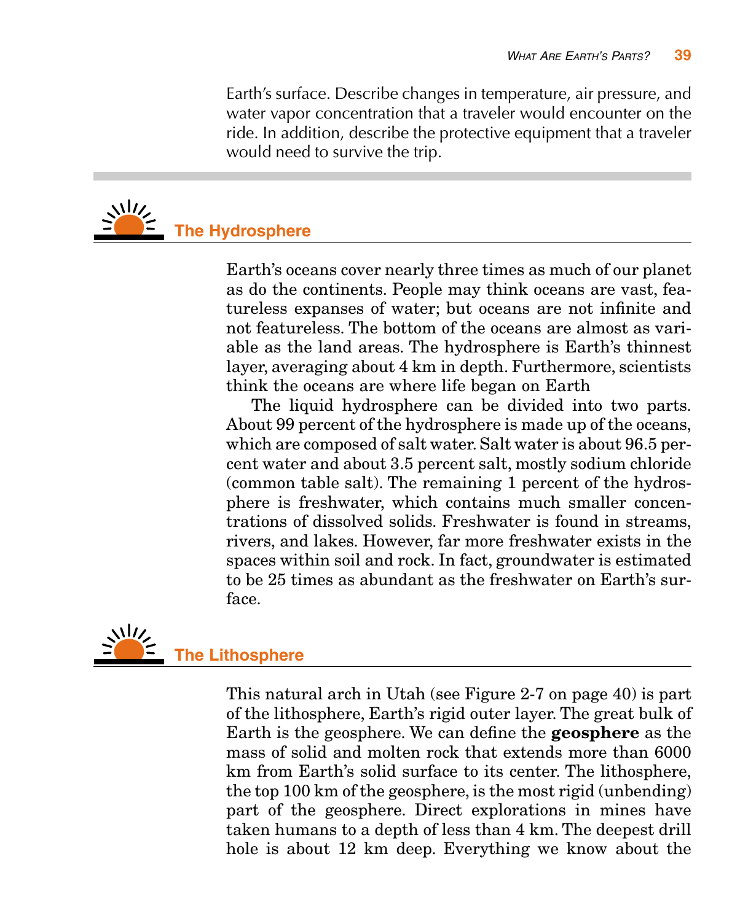Earth's surface. Describe changes in temperature, air pressure, and water vapor concentration that a traveler would encounter on the ride. In addition, describe the protective equipment that a traveler would need to survive the trip.

## The Hydrosphere

Earth's oceans cover nearly three times as much of our planet as do the continents. People may think oceans are vast, featureless expanses of water; but oceans are not infinite and not featureless. The bottom of the oceans are almost as variable as the land areas. The hydrosphere is Earth's thinnest layer, averaging about 4 km in depth. Furthermore, scientists think the oceans are where life began on Earth

The liquid hydrosphere can be divided into two parts. About 99 percent of the hydrosphere is made up of the oceans, which are composed of salt water. Salt water is about 96.5 percent water and about 3.5 percent salt, mostly sodium chloride (common table salt). The remaining 1 percent of the hydrosphere is freshwater, which contains much smaller concentrations of dissolved solids. Freshwater is found in streams, rivers, and lakes. However, far more freshwater exists in the spaces within soil and rock. In fact, groundwater is estimated to be 25 times as abundant as the freshwater on Earth's surface.

## The Lithosphere

This natural arch in Utah (see Figure 2-7 on page 40) is part of the lithosphere, Earth's rigid outer layer. The great bulk of Earth is the geosphere. We can define the **geosphere** as the mass of solid and molten rock that extends more than 6000 km from Earth's solid surface to its center. The lithosphere, the top 100 km of the geosphere, is the most rigid (unbending) part of the geosphere. Direct explorations in mines have taken humans to a depth of less than 4 km. The deepest drill hole is about 12 km deep. Everything we know about the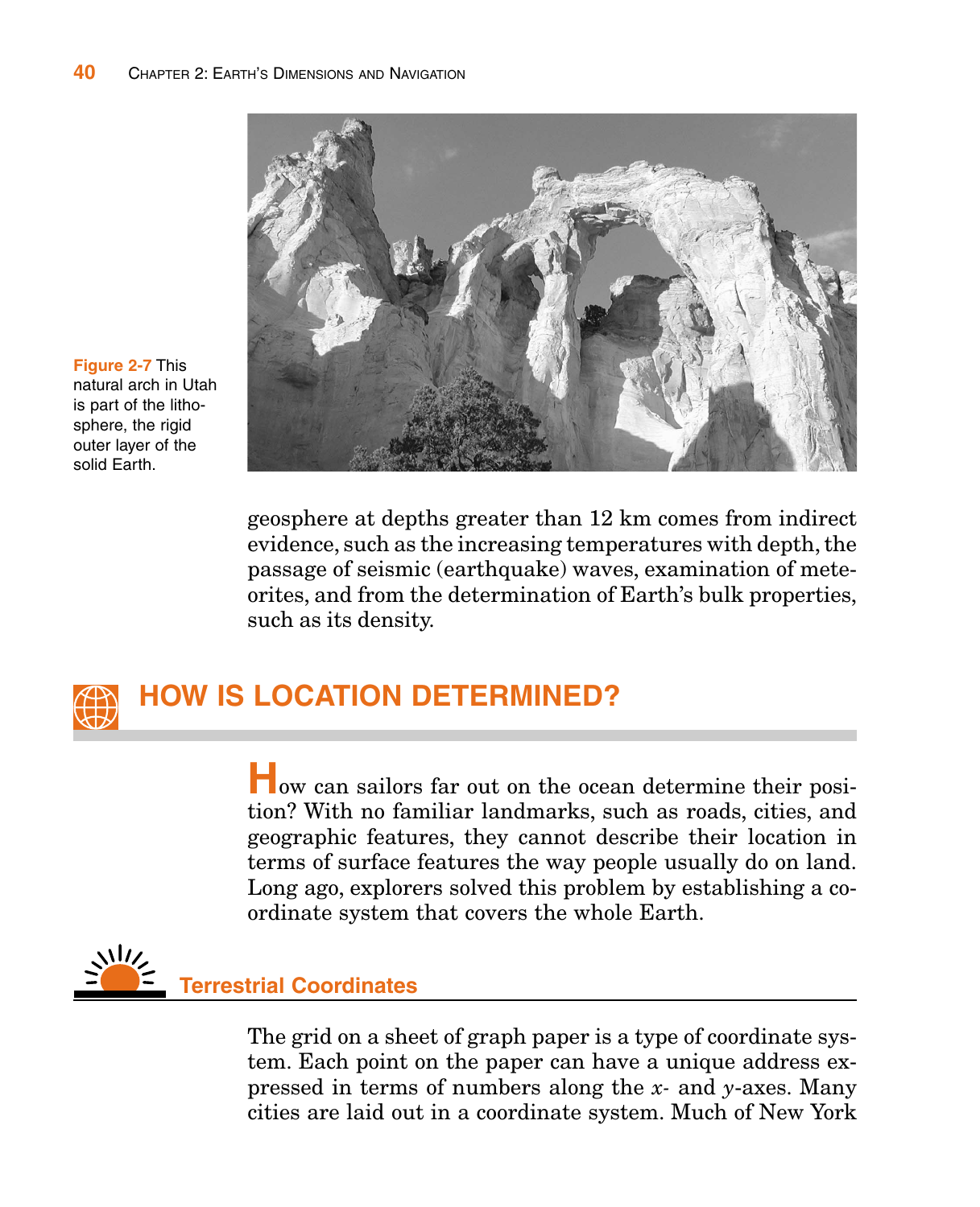Figure 2-7 This natural arch in Utah is part of the lithosphere, the rigid outer layer of the solid Earth.

geosphere at depths greater than 12 km comes from indirect evidence, such as the increasing temperatures with depth, the passage of seismic (earthquake) waves, examination of meteorites, and from the determination of Earth's bulk properties, such as its density.

## HOW IS LOCATION DETERMINED?

How can sailors far out on the ocean determine their position? With no familiar landmarks, such as roads, cities, and geographic features, they cannot describe their location in terms of surface features the way people usually do on land. Long ago, explorers solved this problem by establishing a coordinate system that covers the whole Earth.

### Terrestrial Coordinates

The grid on a sheet of graph paper is a type of coordinate system. Each point on the paper can have a unique address expressed in terms of numbers along the *x*- and *y*-axes. Many cities are laid out in a coordinate system. Much of New York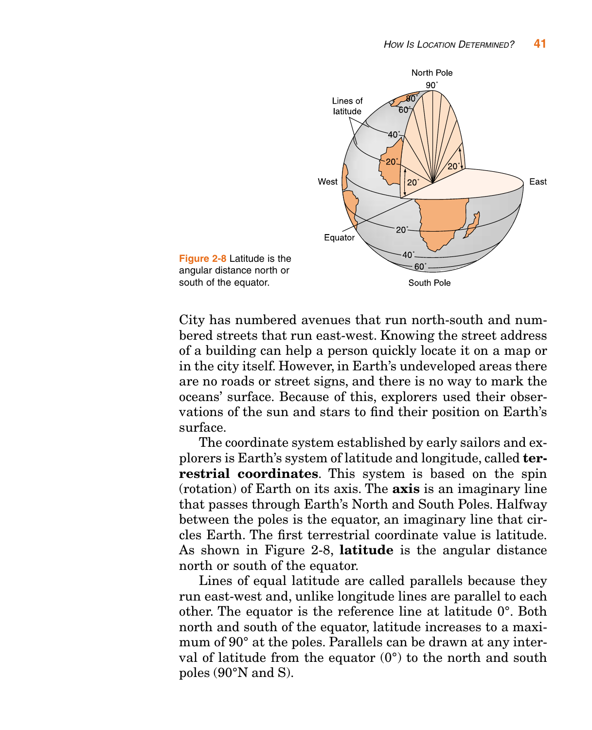Figure 2-8 Latitude is the angular distance north or south of the equator.

City has numbered avenues that run north-south and numbered streets that run east-west. Knowing the street address of a building can help a person quickly locate it on a map or in the city itself. However, in Earth's undeveloped areas there are no roads or street signs, and there is no way to mark the oceans' surface. Because of this, explorers used their observations of the sun and stars to find their position on Earth's surface.

The coordinate system established by early sailors and explorers is Earth's system of latitude and longitude, called **terrestrial coordinates**. This system is based on the spin (rotation) of Earth on its axis. The **axis** is an imaginary line that passes through Earth's North and South Poles. Halfway between the poles is the equator, an imaginary line that circles Earth. The first terrestrial coordinate value is latitude. As shown in Figure 2-8, **latitude** is the angular distance north or south of the equator.

Lines of equal latitude are called parallels because they run east-west and, unlike longitude lines are parallel to each other. The equator is the reference line at latitude 0°. Both north and south of the equator, latitude increases to a maximum of 90° at the poles. Parallels can be drawn at any interval of latitude from the equator (0°) to the north and south poles (90°N and S).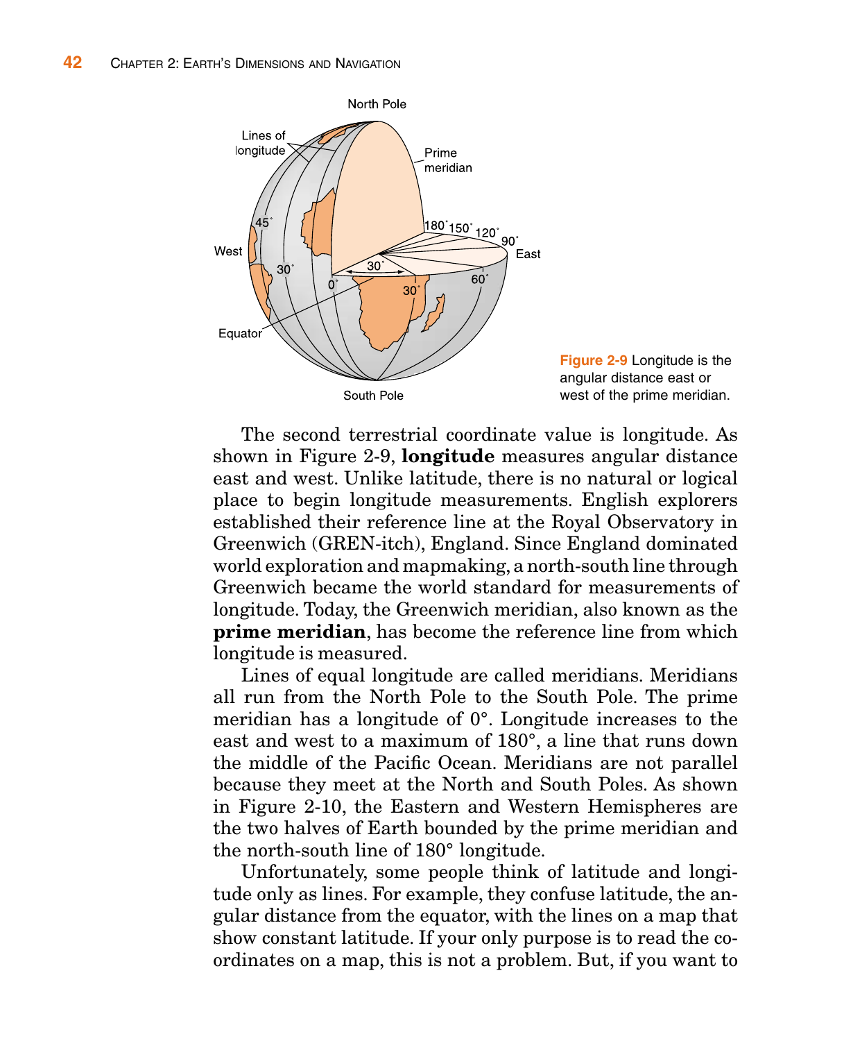Figure 2-9 Longitude is the angular distance east or west of the prime meridian.

The second terrestrial coordinate value is longitude. As shown in Figure 2-9, **longitude** measures angular distance east and west. Unlike latitude, there is no natural or logical place to begin longitude measurements. English explorers established their reference line at the Royal Observatory in Greenwich (GREN-itch), England. Since England dominated world exploration and mapmaking, a north-south line through Greenwich became the world standard for measurements of longitude. Today, the Greenwich meridian, also known as the **prime meridian**, has become the reference line from which longitude is measured.

Lines of equal longitude are called meridians. Meridians all run from the North Pole to the South Pole. The prime meridian has a longitude of 0°. Longitude increases to the east and west to a maximum of 180°, a line that runs down the middle of the Pacific Ocean. Meridians are not parallel because they meet at the North and South Poles. As shown in Figure 2-10, the Eastern and Western Hemispheres are the two halves of Earth bounded by the prime meridian and the north-south line of 180° longitude.

Unfortunately, some people think of latitude and longitude only as lines. For example, they confuse latitude, the angular distance from the equator, with the lines on a map that show constant latitude. If your only purpose is to read the coordinates on a map, this is not a problem. But, if you want to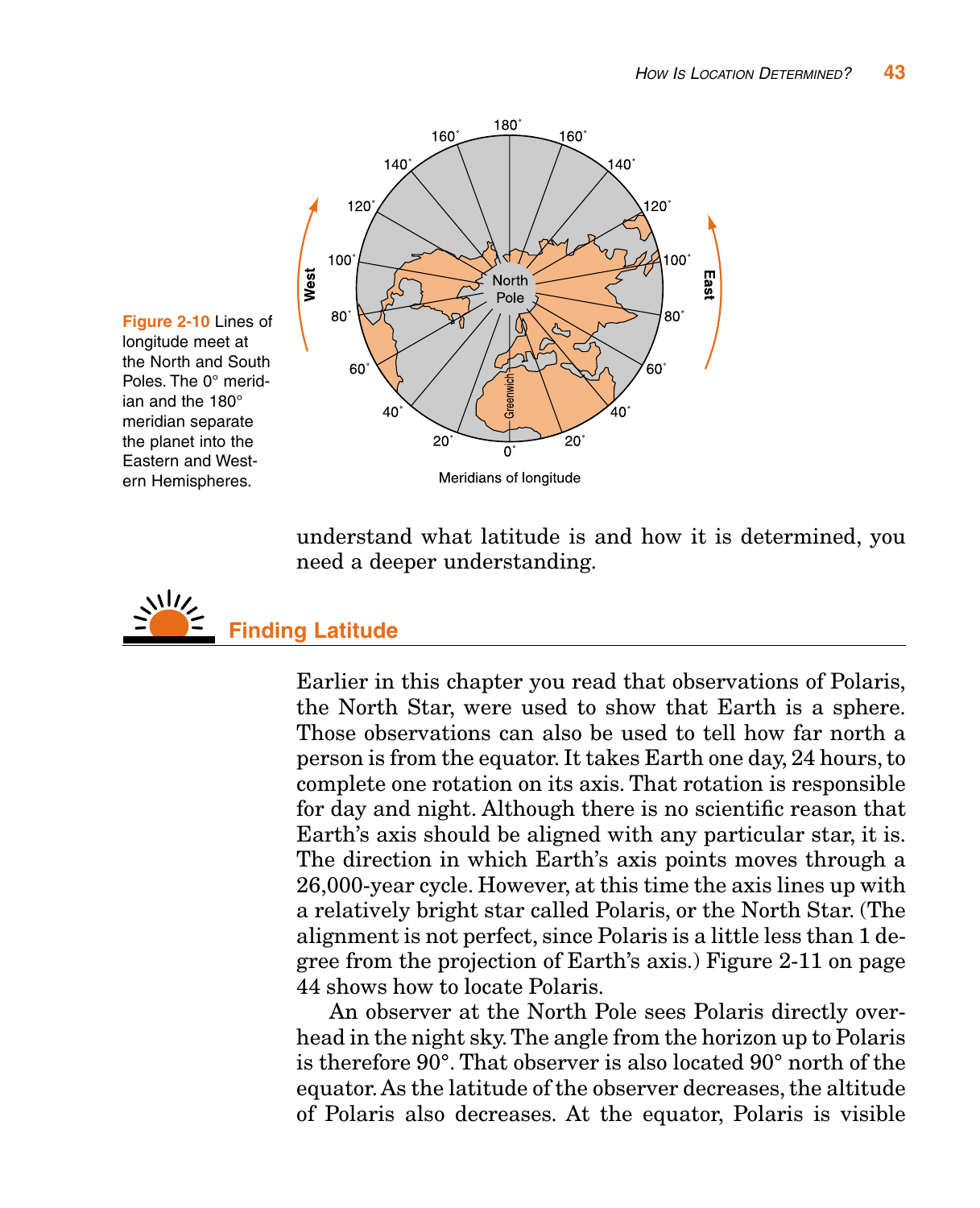Figure 2-10 Lines of longitude meet at the North and South Poles. The 0° meridian and the 180° meridian separate the planet into the Eastern and Western Hemispheres.

understand what latitude is and how it is determined, you need a deeper understanding.

## Finding Latitude

Earlier in this chapter you read that observations of Polaris, the North Star, were used to show that Earth is a sphere. Those observations can also be used to tell how far north a person is from the equator. It takes Earth one day, 24 hours, to complete one rotation on its axis. That rotation is responsible for day and night. Although there is no scientific reason that Earth's axis should be aligned with any particular star, it is. The direction in which Earth's axis points moves through a 26,000-year cycle. However, at this time the axis lines up with a relatively bright star called Polaris, or the North Star. (The alignment is not perfect, since Polaris is a little less than 1 degree from the projection of Earth's axis.) Figure 2-11 on page 44 shows how to locate Polaris.

An observer at the North Pole sees Polaris directly overhead in the night sky. The angle from the horizon up to Polaris is therefore 90°. That observer is also located 90° north of the equator. As the latitude of the observer decreases, the altitude of Polaris also decreases. At the equator, Polaris is visible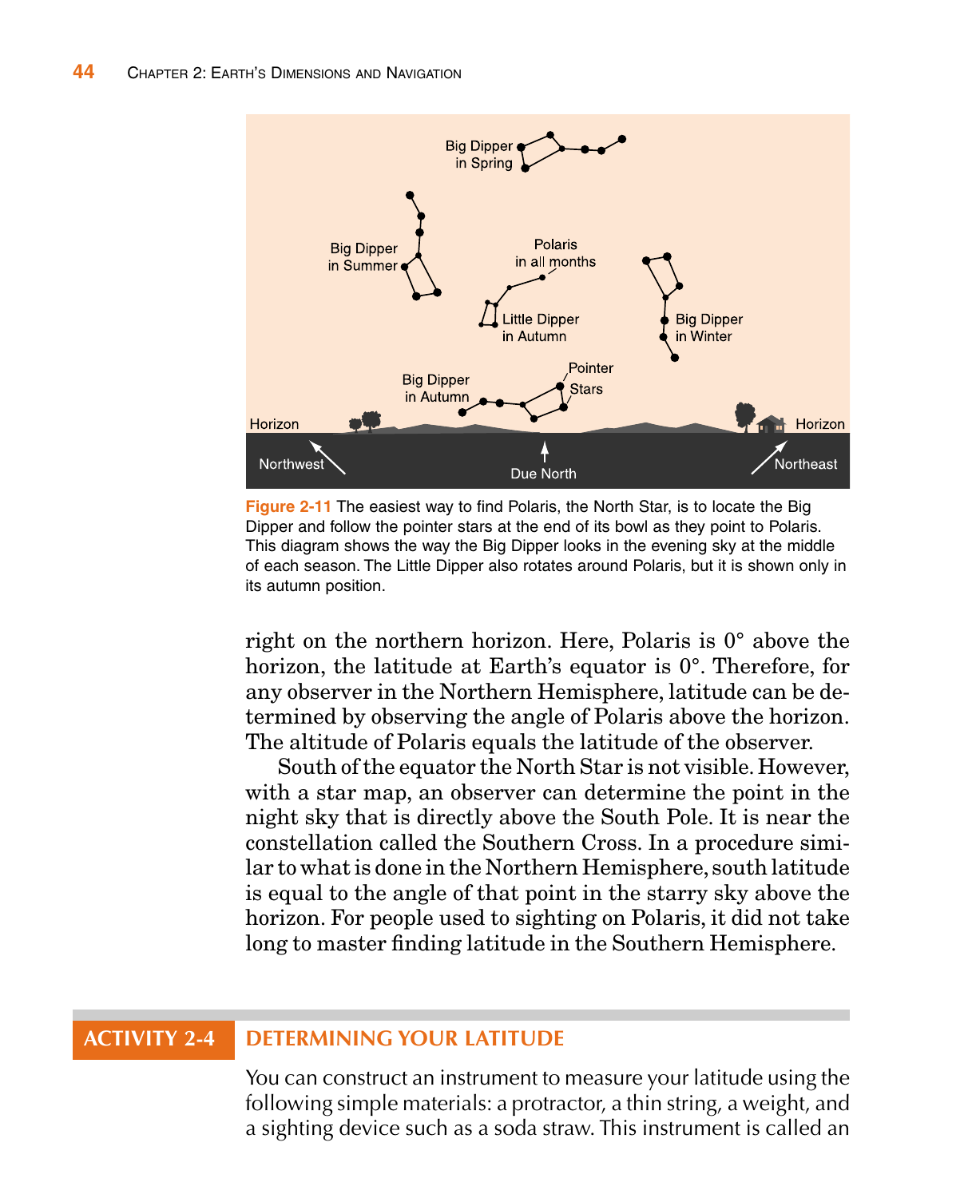Figure 2-11 The easiest way to find Polaris, the North Star, is to locate the Big Dipper and follow the pointer stars at the end of its bowl as they point to Polaris. This diagram shows the way the Big Dipper looks in the evening sky at the middle of each season. The Little Dipper also rotates around Polaris, but it is shown only in its autumn position.

right on the northern horizon. Here, Polaris is 0° above the horizon, the latitude at Earth's equator is 0°. Therefore, for any observer in the Northern Hemisphere, latitude can be determined by observing the angle of Polaris above the horizon. The altitude of Polaris equals the latitude of the observer.

South of the equator the North Star is not visible. However, with a star map, an observer can determine the point in the night sky that is directly above the South Pole. It is near the constellation called the Southern Cross. In a procedure similar to what is done in the Northern Hemisphere, south latitude is equal to the angle of that point in the starry sky above the horizon. For people used to sighting on Polaris, it did not take long to master finding latitude in the Southern Hemisphere.

## ACTIVITY 2-4 DETERMINING YOUR LATITUDE

You can construct an instrument to measure your latitude using the following simple materials: a protractor, a thin string, a weight, and a sighting device such as a soda straw. This instrument is called an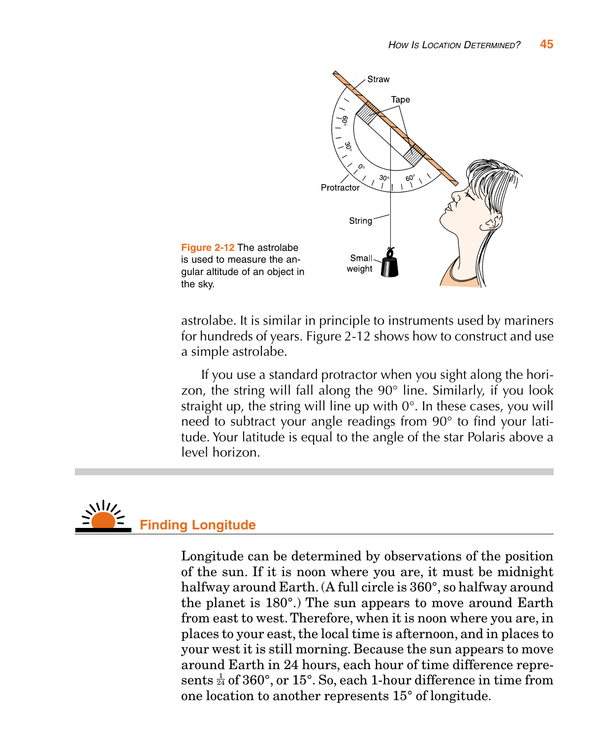Figure 2-12 The astrolabe is used to measure the angular altitude of an object in the sky.

astrolabe. It is similar in principle to instruments used by mariners for hundreds of years. Figure 2-12 shows how to construct and use a simple astrolabe.

If you use a standard protractor when you sight along the horizon, the string will fall along the 90° line. Similarly, if you look straight up, the string will line up with 0°. In these cases, you will need to subtract your angle readings from 90° to find your latitude. Your latitude is equal to the angle of the star Polaris above a level horizon.

## Finding Longitude

Longitude can be determined by observations of the position of the sun. If it is noon where you are, it must be midnight halfway around Earth. (A full circle is 360°, so halfway around the planet is 180°.) The sun appears to move around Earth from east to west. Therefore, when it is noon where you are, in places to your east, the local time is afternoon, and in places to your west it is still morning. Because the sun appears to move around Earth in 24 hours, each hour of time difference represents $\frac{1}{24}$ of 360°, or 15°. So, each 1-hour difference in time from one location to another represents 15° of longitude.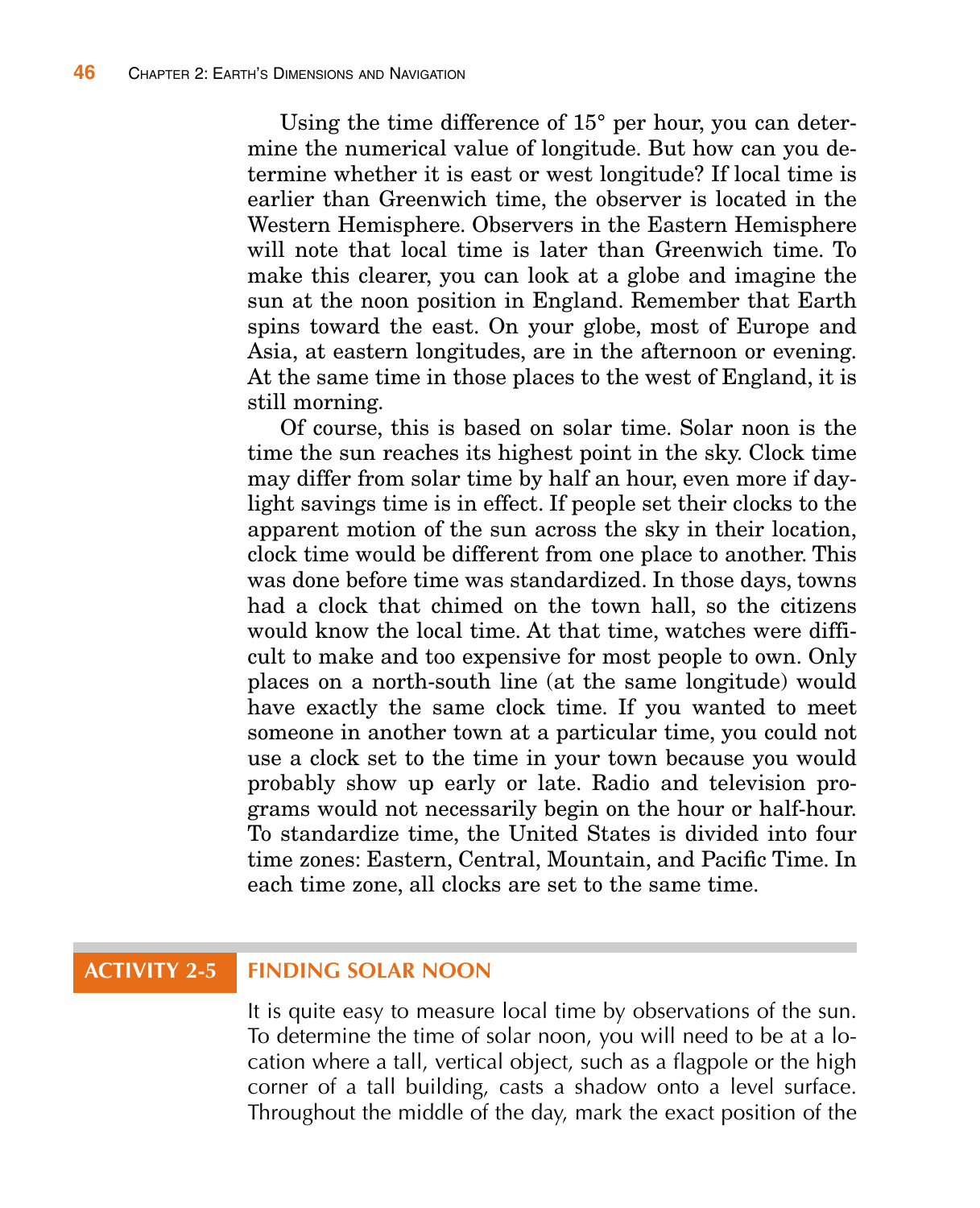Using the time difference of 15° per hour, you can determine the numerical value of longitude. But how can you determine whether it is east or west longitude? If local time is earlier than Greenwich time, the observer is located in the Western Hemisphere. Observers in the Eastern Hemisphere will note that local time is later than Greenwich time. To make this clearer, you can look at a globe and imagine the sun at the noon position in England. Remember that Earth spins toward the east. On your globe, most of Europe and Asia, at eastern longitudes, are in the afternoon or evening. At the same time in those places to the west of England, it is still morning.

Of course, this is based on solar time. Solar noon is the time the sun reaches its highest point in the sky. Clock time may differ from solar time by half an hour, even more if daylight savings time is in effect. If people set their clocks to the apparent motion of the sun across the sky in their location, clock time would be different from one place to another. This was done before time was standardized. In those days, towns had a clock that chimed on the town hall, so the citizens would know the local time. At that time, watches were difficult to make and too expensive for most people to own. Only places on a north-south line (at the same longitude) would have exactly the same clock time. If you wanted to meet someone in another town at a particular time, you could not use a clock set to the time in your town because you would probably show up early or late. Radio and television programs would not necessarily begin on the hour or half-hour. To standardize time, the United States is divided into four time zones: Eastern, Central, Mountain, and Pacific Time. In each time zone, all clocks are set to the same time.

## ACTIVITY 2-5 FINDING SOLAR NOON

It is quite easy to measure local time by observations of the sun. To determine the time of solar noon, you will need to be at a location where a tall, vertical object, such as a flagpole or the high corner of a tall building, casts a shadow onto a level surface. Throughout the middle of the day, mark the exact position of the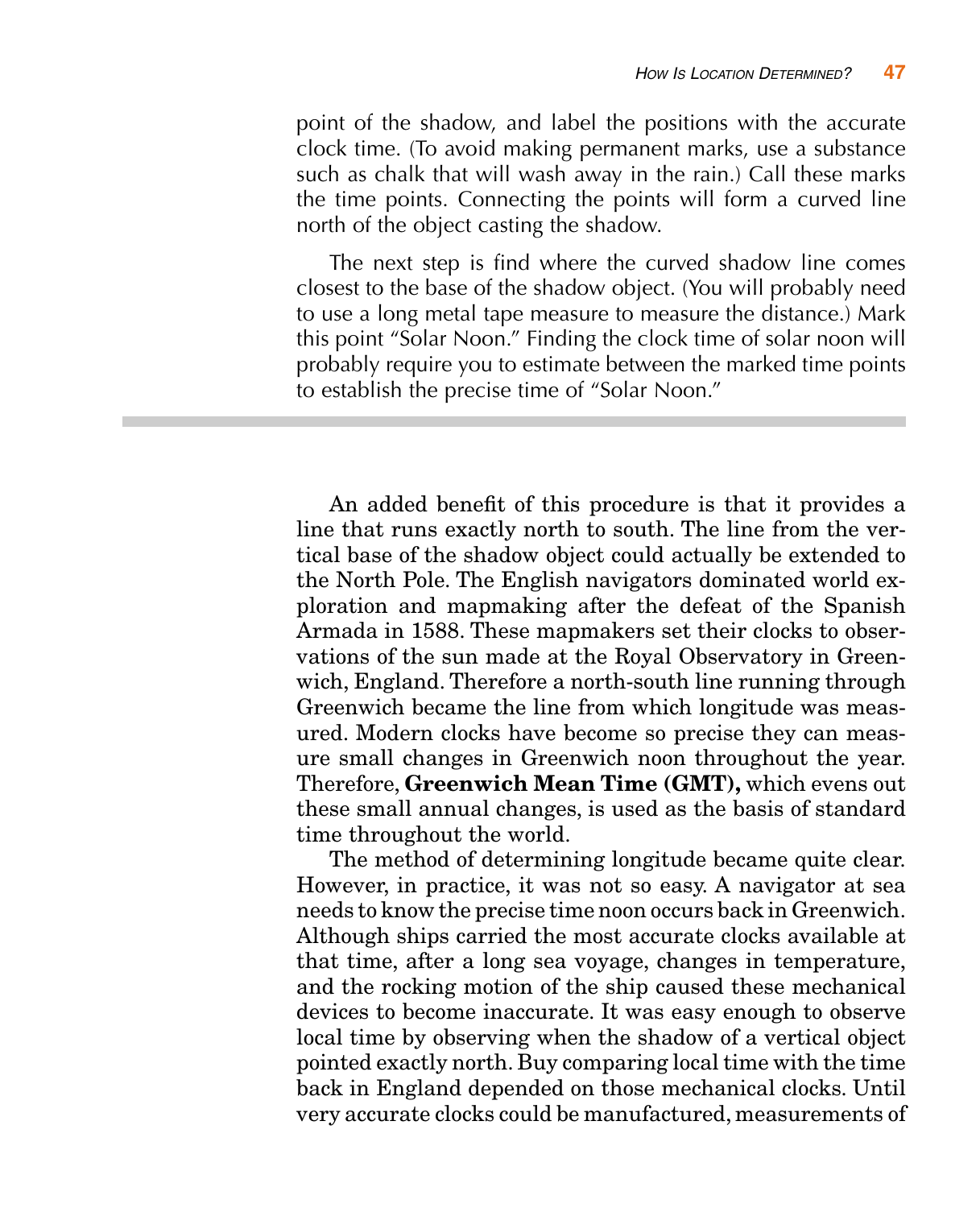point of the shadow, and label the positions with the accurate clock time. (To avoid making permanent marks, use a substance such as chalk that will wash away in the rain.) Call these marks the time points. Connecting the points will form a curved line north of the object casting the shadow.

The next step is find where the curved shadow line comes closest to the base of the shadow object. (You will probably need to use a long metal tape measure to measure the distance.) Mark this point "Solar Noon." Finding the clock time of solar noon will probably require you to estimate between the marked time points to establish the precise time of "Solar Noon."

---

An added benefit of this procedure is that it provides a line that runs exactly north to south. The line from the vertical base of the shadow object could actually be extended to the North Pole. The English navigators dominated world exploration and mapmaking after the defeat of the Spanish Armada in 1588. These mapmakers set their clocks to observations of the sun made at the Royal Observatory in Greenwich, England. Therefore a north-south line running through Greenwich became the line from which longitude was measured. Modern clocks have become so precise they can measure small changes in Greenwich noon throughout the year. Therefore, **Greenwich Mean Time (GMT),** which evens out these small annual changes, is used as the basis of standard time throughout the world.

The method of determining longitude became quite clear. However, in practice, it was not so easy. A navigator at sea needs to know the precise time noon occurs back in Greenwich. Although ships carried the most accurate clocks available at that time, after a long sea voyage, changes in temperature, and the rocking motion of the ship caused these mechanical devices to become inaccurate. It was easy enough to observe local time by observing when the shadow of a vertical object pointed exactly north. Buy comparing local time with the time back in England depended on those mechanical clocks. Until very accurate clocks could be manufactured, measurements of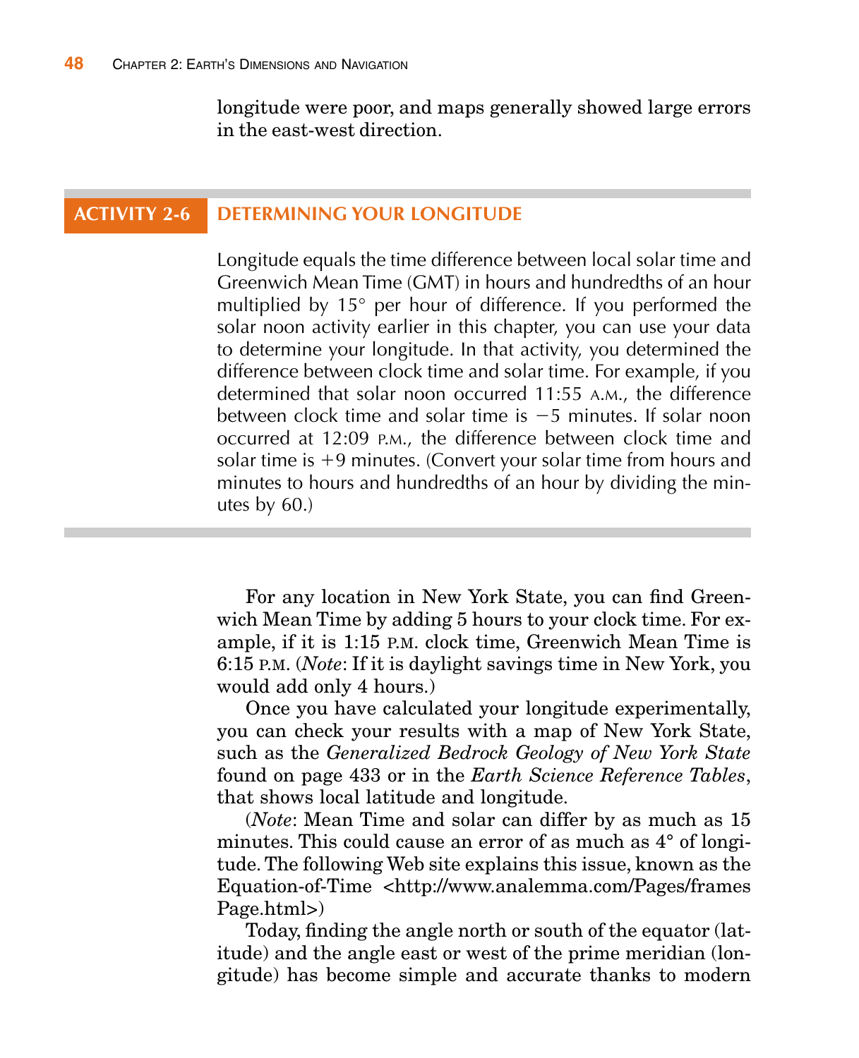longitude were poor, and maps generally showed large errors in the east-west direction.

## ACTIVITY 2-6 DETERMINING YOUR LONGITUDE

Longitude equals the time difference between local solar time and Greenwich Mean Time (GMT) in hours and hundredths of an hour multiplied by 15° per hour of difference. If you performed the solar noon activity earlier in this chapter, you can use your data to determine your longitude. In that activity, you determined the difference between clock time and solar time. For example, if you determined that solar noon occurred 11:55 A.M., the difference between clock time and solar time is −5 minutes. If solar noon occurred at 12:09 P.M., the difference between clock time and solar time is +9 minutes. (Convert your solar time from hours and minutes to hours and hundredths of an hour by dividing the minutes by 60.)

For any location in New York State, you can find Greenwich Mean Time by adding 5 hours to your clock time. For example, if it is 1:15 P.M. clock time, Greenwich Mean Time is 6:15 P.M. (*Note*: If it is daylight savings time in New York, you would add only 4 hours.)

Once you have calculated your longitude experimentally, you can check your results with a map of New York State, such as the *Generalized Bedrock Geology of New York State* found on page 433 or in the *Earth Science Reference Tables*, that shows local latitude and longitude.

(*Note*: Mean Time and solar can differ by as much as 15 minutes. This could cause an error of as much as 4° of longitude. The following Web site explains this issue, known as the Equation-of-Time <http://www.analemma.com/Pages/framesPage.html>)

Today, finding the angle north or south of the equator (latitude) and the angle east or west of the prime meridian (longitude) has become simple and accurate thanks to modern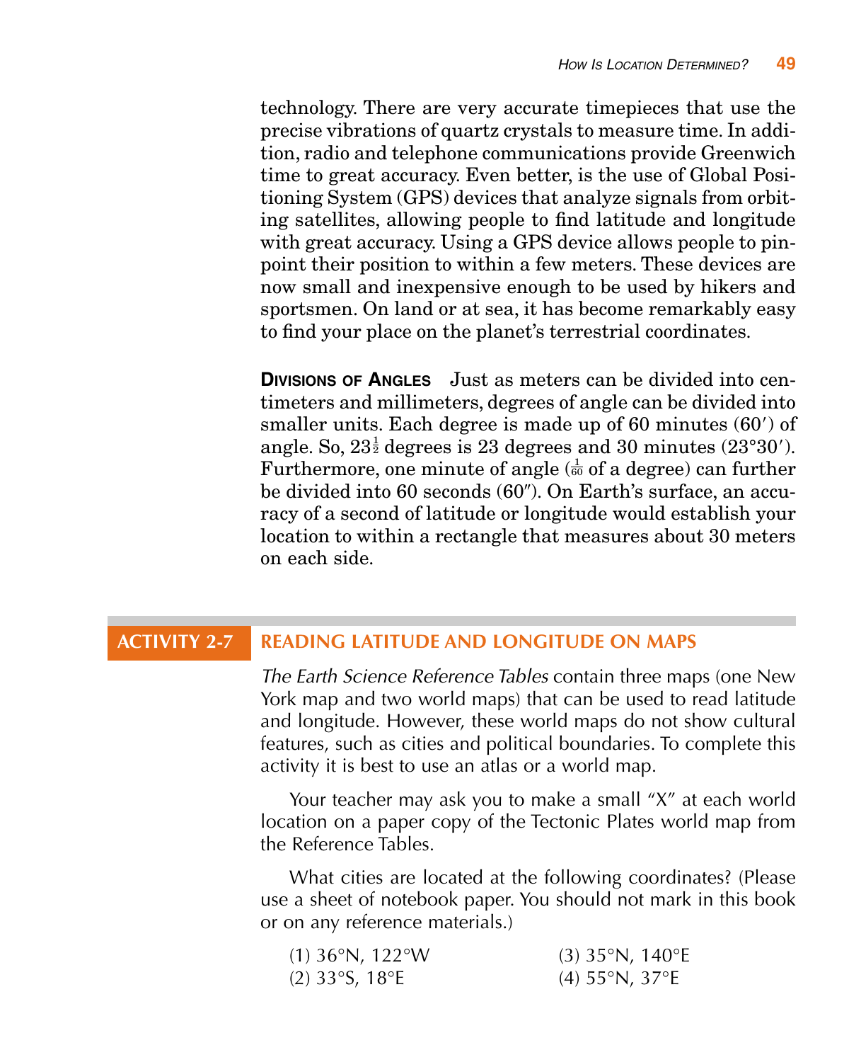technology. There are very accurate timepieces that use the precise vibrations of quartz crystals to measure time. In addition, radio and telephone communications provide Greenwich time to great accuracy. Even better, is the use of Global Positioning System (GPS) devices that analyze signals from orbiting satellites, allowing people to find latitude and longitude with great accuracy. Using a GPS device allows people to pinpoint their position to within a few meters. These devices are now small and inexpensive enough to be used by hikers and sportsmen. On land or at sea, it has become remarkably easy to find your place on the planet's terrestrial coordinates.

**DIVISIONS OF ANGLES** Just as meters can be divided into centimeters and millimeters, degrees of angle can be divided into smaller units. Each degree is made up of 60 minutes (60′) of angle. So, $23\frac{1}{2}$ degrees is 23 degrees and 30 minutes (23°30′). Furthermore, one minute of angle ($\frac{1}{60}$ of a degree) can further be divided into 60 seconds (60″). On Earth's surface, an accuracy of a second of latitude or longitude would establish your location to within a rectangle that measures about 30 meters on each side.

## ACTIVITY 2-7 READING LATITUDE AND LONGITUDE ON MAPS

*The Earth Science Reference Tables* contain three maps (one New York map and two world maps) that can be used to read latitude and longitude. However, these world maps do not show cultural features, such as cities and political boundaries. To complete this activity it is best to use an atlas or a world map.

Your teacher may ask you to make a small "X" at each world location on a paper copy of the Tectonic Plates world map from the Reference Tables.

What cities are located at the following coordinates? (Please use a sheet of notebook paper. You should not mark in this book or on any reference materials.)

(1) 36°N, 122°W
(2) 33°S, 18°E
(3) 35°N, 140°E
(4) 55°N, 37°E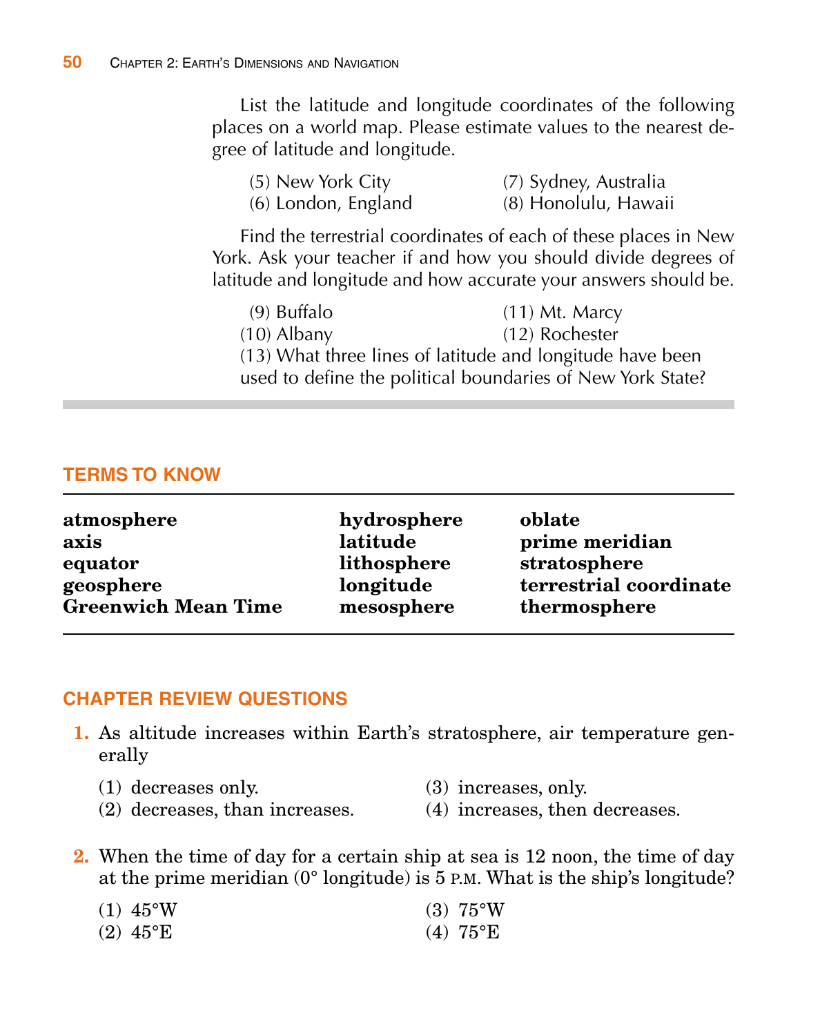List the latitude and longitude coordinates of the following places on a world map. Please estimate values to the nearest degree of latitude and longitude.

(5) New York City
(6) London, England
(7) Sydney, Australia
(8) Honolulu, Hawaii

Find the terrestrial coordinates of each of these places in New York. Ask your teacher if and how you should divide degrees of latitude and longitude and how accurate your answers should be.

(9) Buffalo
(10) Albany
(11) Mt. Marcy
(12) Rochester

(13) What three lines of latitude and longitude have been used to define the political boundaries of New York State?

## TERMS TO KNOW

| | | |
|---|---|---|
| **atmosphere** | **hydrosphere** | **oblate** |
| **axis** | **latitude** | **prime meridian** |
| **equator** | **lithosphere** | **stratosphere** |
| **geosphere** | **longitude** | **terrestrial coordinate** |
| **Greenwich Mean Time** | **mesosphere** | **thermosphere** |

## CHAPTER REVIEW QUESTIONS

**1.** As altitude increases within Earth's stratosphere, air temperature generally

(1) decreases only.
(2) decreases, than increases.
(3) increases, only.
(4) increases, then decreases.

**2.** When the time of day for a certain ship at sea is 12 noon, the time of day at the prime meridian (0° longitude) is 5 P.M. What is the ship's longitude?

(1) 45°W
(2) 45°E
(3) 75°W
(4) 75°E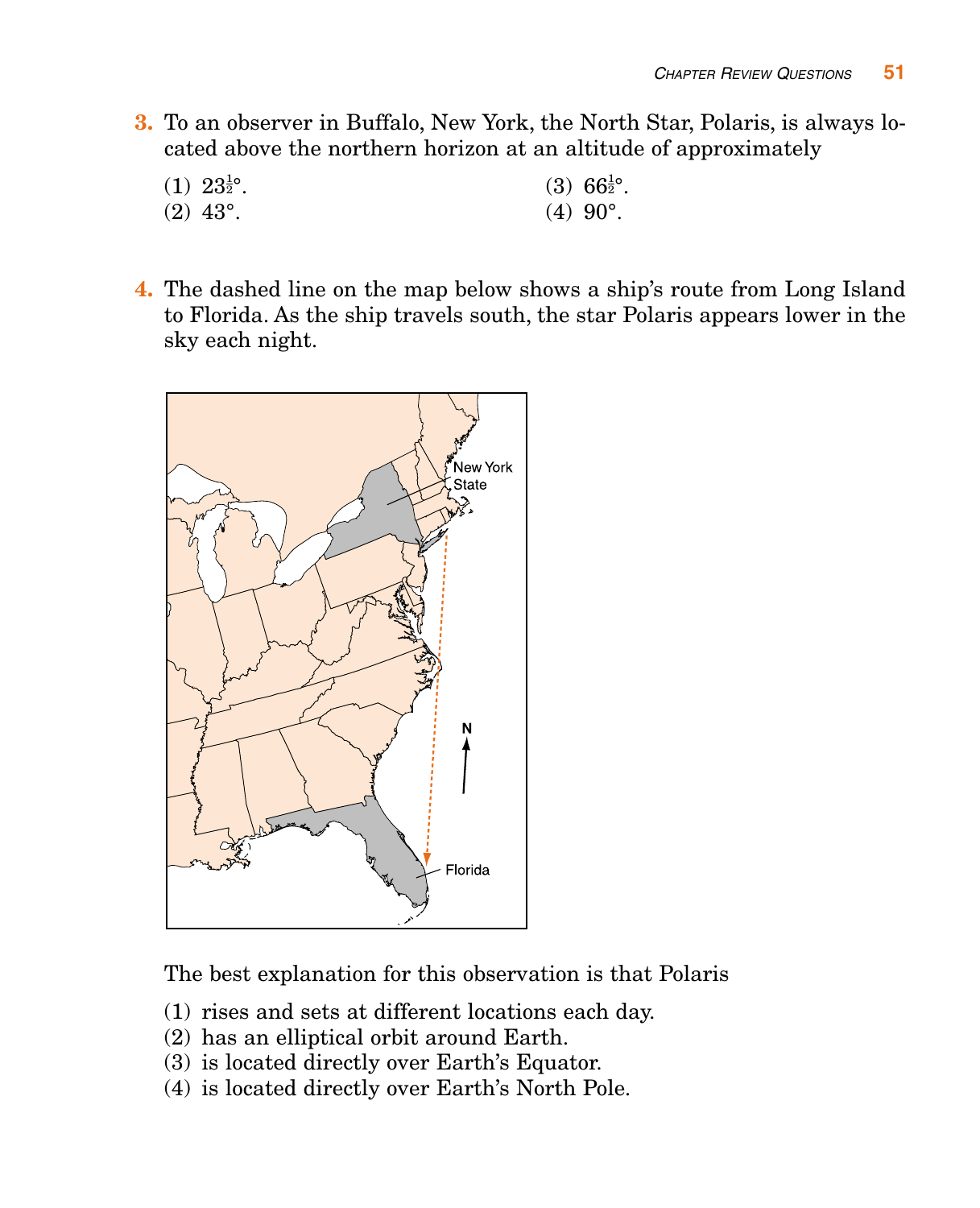**3.** To an observer in Buffalo, New York, the North Star, Polaris, is always located above the northern horizon at an altitude of approximately

(1) $23\frac{1}{2}°$.
(2) 43°.
(3) $66\frac{1}{2}°$.
(4) 90°.

**4.** The dashed line on the map below shows a ship's route from Long Island to Florida. As the ship travels south, the star Polaris appears lower in the sky each night.

The best explanation for this observation is that Polaris

(1) rises and sets at different locations each day.
(2) has an elliptical orbit around Earth.
(3) is located directly over Earth's Equator.
(4) is located directly over Earth's North Pole.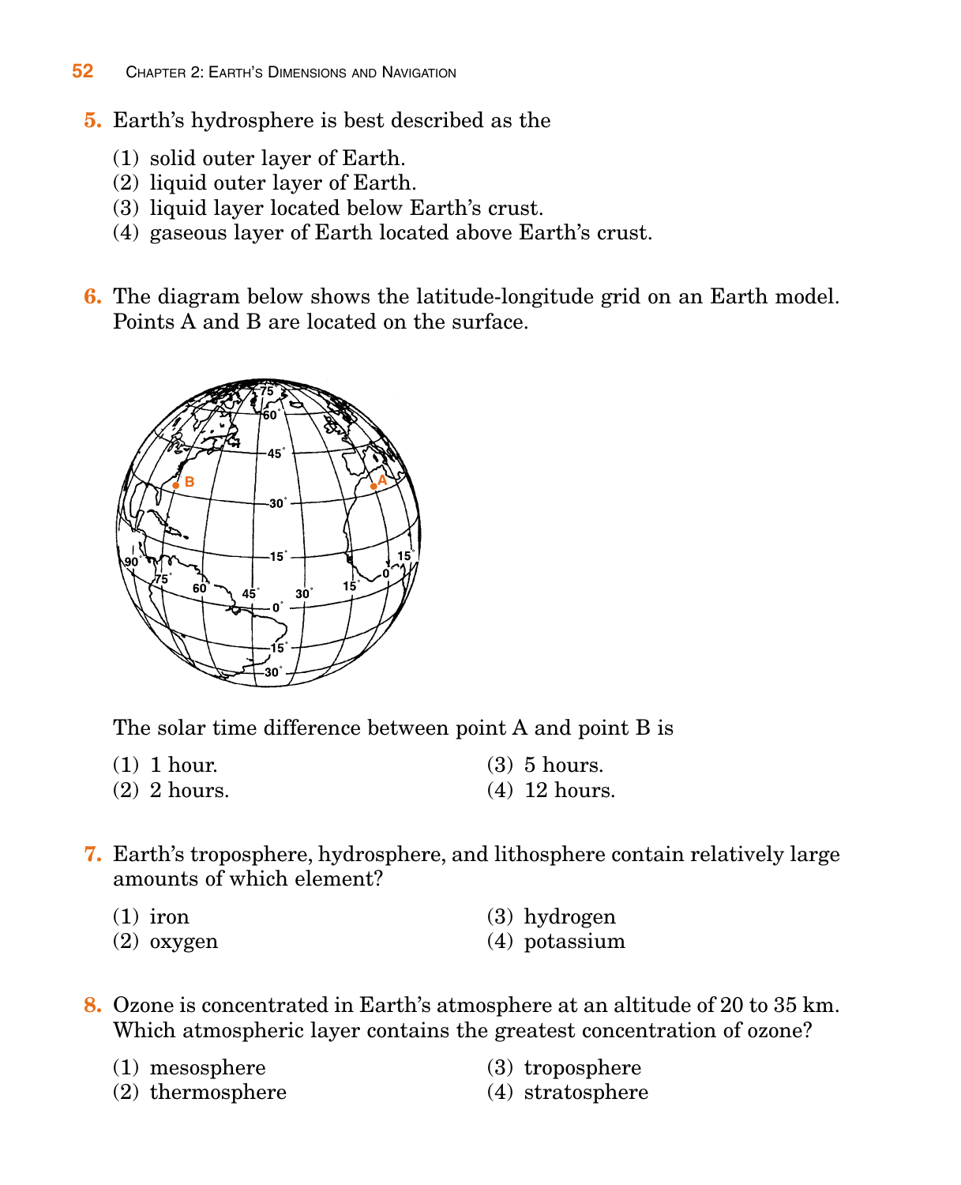5. Earth's hydrosphere is best described as the

   (1) solid outer layer of Earth.
   (2) liquid outer layer of Earth.
   (3) liquid layer located below Earth's crust.
   (4) gaseous layer of Earth located above Earth's crust.

6. The diagram below shows the latitude-longitude grid on an Earth model. Points A and B are located on the surface.

   The solar time difference between point A and point B is

   (1) 1 hour.
   (2) 2 hours.
   (3) 5 hours.
   (4) 12 hours.

7. Earth's troposphere, hydrosphere, and lithosphere contain relatively large amounts of which element?

   (1) iron
   (2) oxygen
   (3) hydrogen
   (4) potassium

8. Ozone is concentrated in Earth's atmosphere at an altitude of 20 to 35 km. Which atmospheric layer contains the greatest concentration of ozone?

   (1) mesosphere
   (2) thermosphere
   (3) troposphere
   (4) stratosphere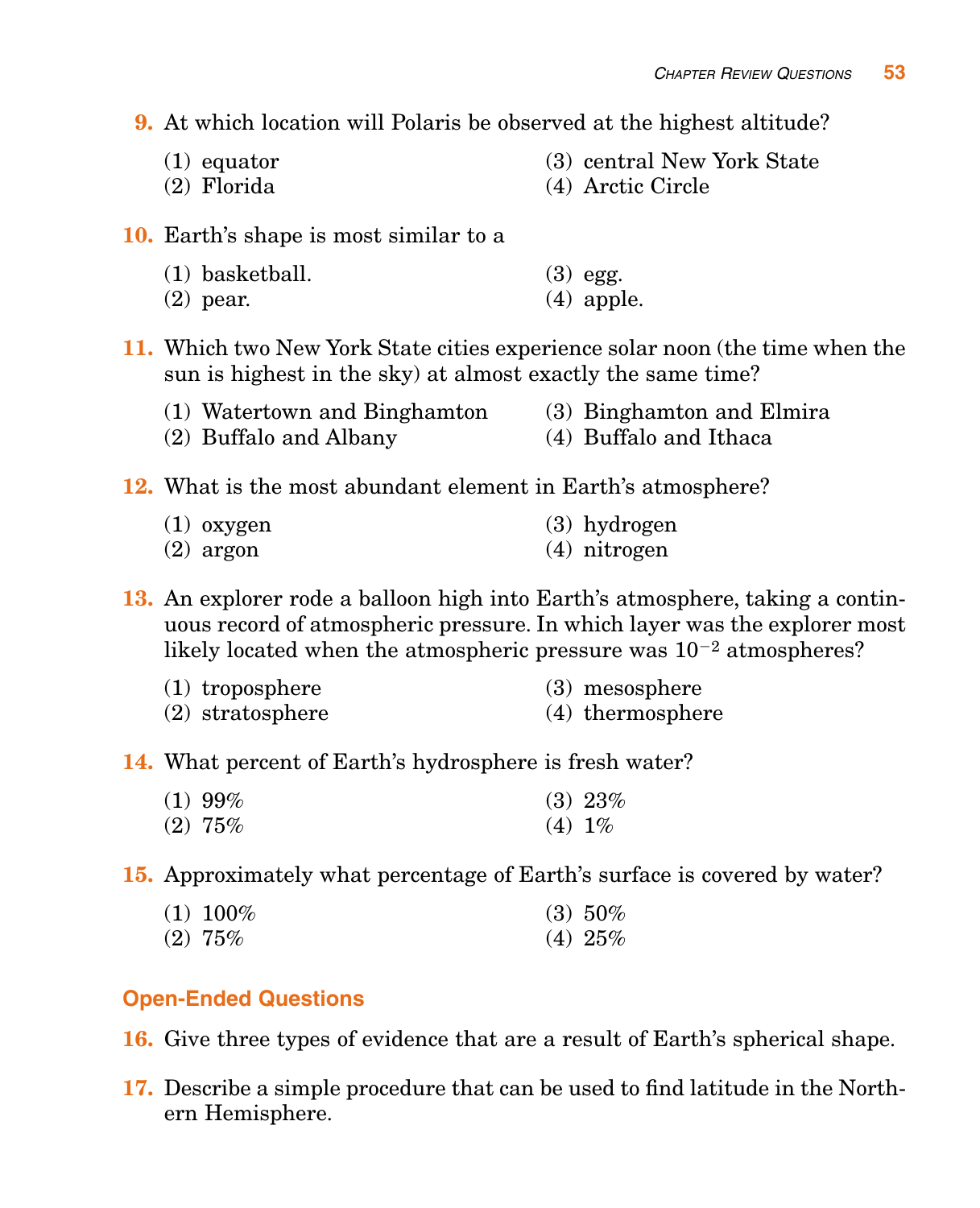9. At which location will Polaris be observed at the highest altitude?

   (1) equator
   (2) Florida
   (3) central New York State
   (4) Arctic Circle

10. Earth's shape is most similar to a

    (1) basketball.
    (2) pear.
    (3) egg.
    (4) apple.

11. Which two New York State cities experience solar noon (the time when the sun is highest in the sky) at almost exactly the same time?

    (1) Watertown and Binghamton
    (2) Buffalo and Albany
    (3) Binghamton and Elmira
    (4) Buffalo and Ithaca

12. What is the most abundant element in Earth's atmosphere?

    (1) oxygen
    (2) argon
    (3) hydrogen
    (4) nitrogen

13. An explorer rode a balloon high into Earth's atmosphere, taking a continuous record of atmospheric pressure. In which layer was the explorer most likely located when the atmospheric pressure was $10^{-2}$ atmospheres?

    (1) troposphere
    (2) stratosphere
    (3) mesosphere
    (4) thermosphere

14. What percent of Earth's hydrosphere is fresh water?

    (1) 99%
    (2) 75%
    (3) 23%
    (4) 1%

15. Approximately what percentage of Earth's surface is covered by water?

    (1) 100%
    (2) 75%
    (3) 50%
    (4) 25%

## Open-Ended Questions

16. Give three types of evidence that are a result of Earth's spherical shape.

17. Describe a simple procedure that can be used to find latitude in the Northern Hemisphere.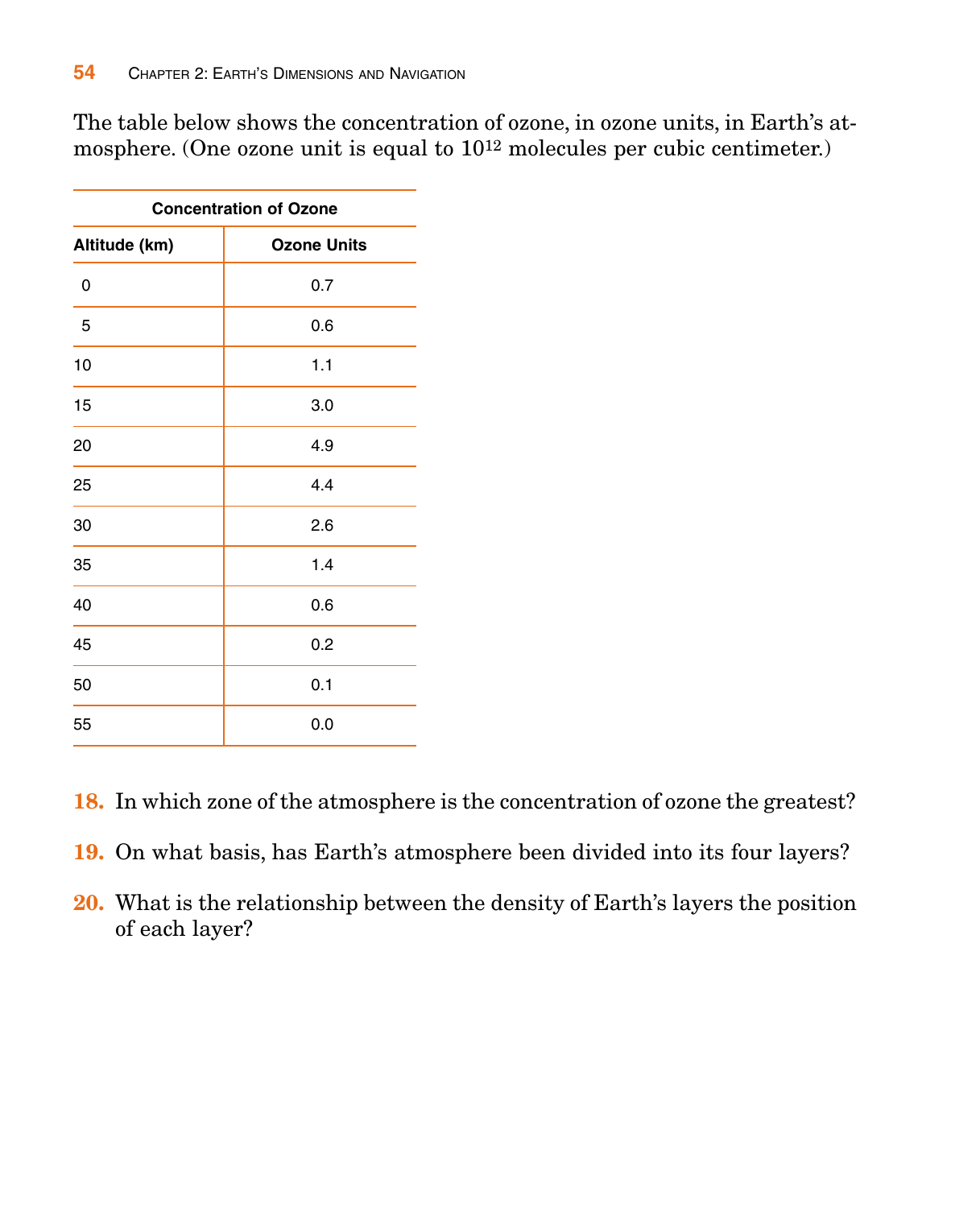The table below shows the concentration of ozone, in ozone units, in Earth's atmosphere. (One ozone unit is equal to $10^{12}$ molecules per cubic centimeter.)

| Concentration of Ozone | |
|---|---|
| **Altitude (km)** | **Ozone Units** |
| 0 | 0.7 |
| 5 | 0.6 |
| 10 | 1.1 |
| 15 | 3.0 |
| 20 | 4.9 |
| 25 | 4.4 |
| 30 | 2.6 |
| 35 | 1.4 |
| 40 | 0.6 |
| 45 | 0.2 |
| 50 | 0.1 |
| 55 | 0.0 |

**18.** In which zone of the atmosphere is the concentration of ozone the greatest?

**19.** On what basis, has Earth's atmosphere been divided into its four layers?

**20.** What is the relationship between the density of Earth's layers the position of each layer?